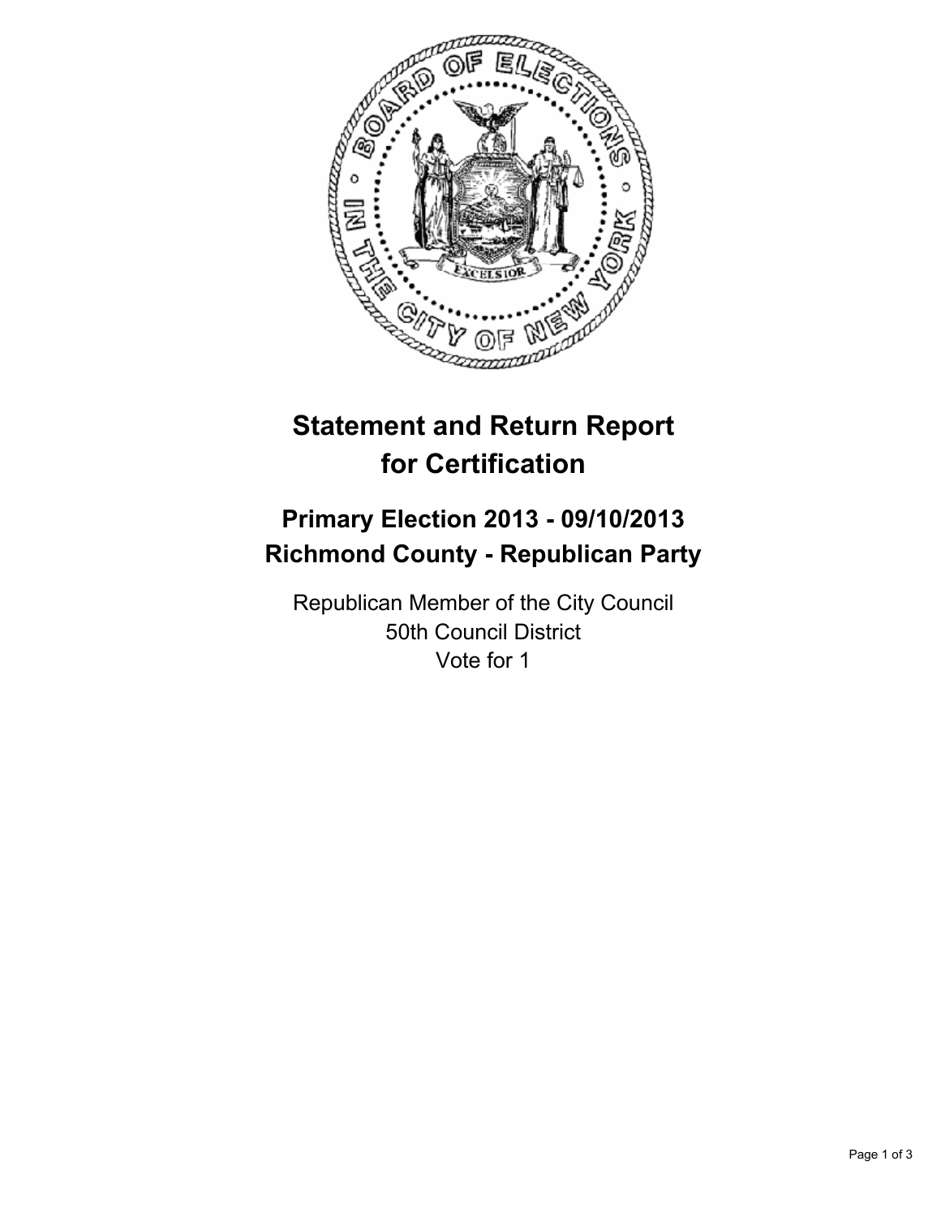# Statement and Return Report for Certification

## Primary Election 2013 - 09/10/2013
## Richmond County - Republican Party

Republican Member of the City Council
50th Council District
Vote for 1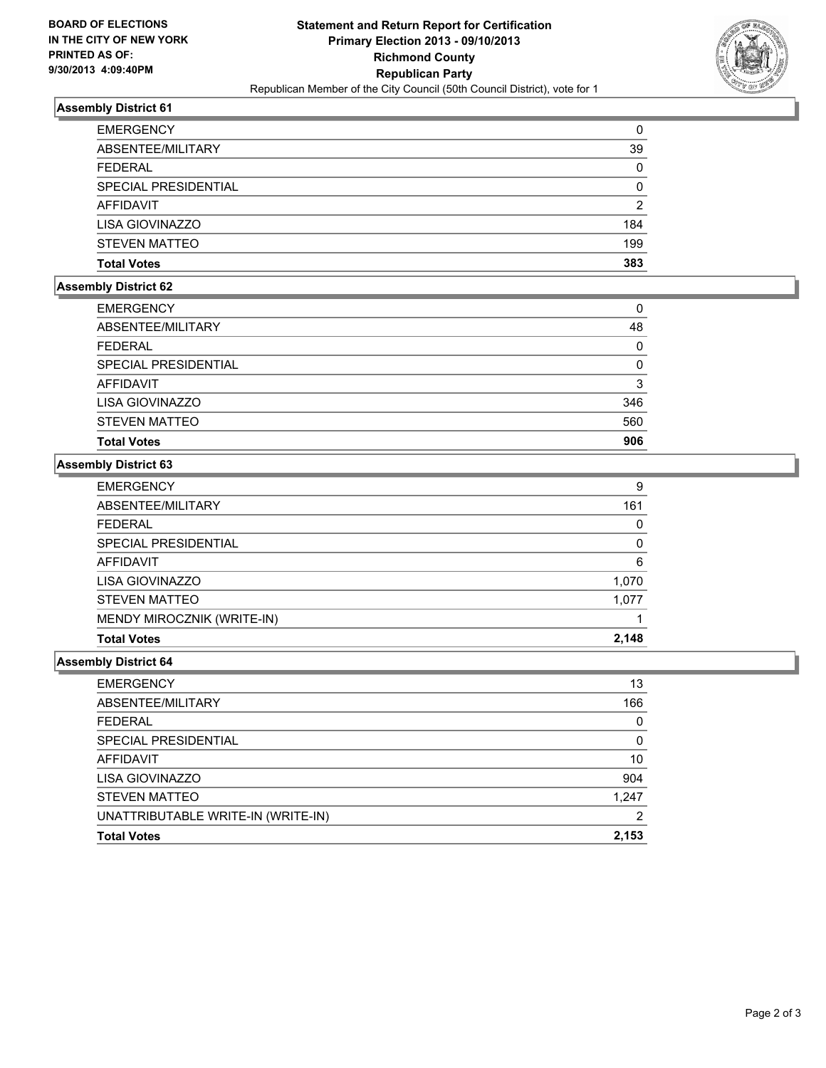BOARD OF ELECTIONS
IN THE CITY OF NEW YORK
PRINTED AS OF:
9/30/2013 4:09:40PM

# Statement and Return Report for Certification
## Primary Election 2013 - 09/10/2013
## Richmond County
## Republican Party
Republican Member of the City Council (50th Council District), vote for 1

### Assembly District 61

| | |
|---|---|
| EMERGENCY | 0 |
| ABSENTEE/MILITARY | 39 |
| FEDERAL | 0 |
| SPECIAL PRESIDENTIAL | 0 |
| AFFIDAVIT | 2 |
| LISA GIOVINAZZO | 184 |
| STEVEN MATTEO | 199 |
| **Total Votes** | **383** |

### Assembly District 62

| | |
|---|---|
| EMERGENCY | 0 |
| ABSENTEE/MILITARY | 48 |
| FEDERAL | 0 |
| SPECIAL PRESIDENTIAL | 0 |
| AFFIDAVIT | 3 |
| LISA GIOVINAZZO | 346 |
| STEVEN MATTEO | 560 |
| **Total Votes** | **906** |

### Assembly District 63

| | |
|---|---|
| EMERGENCY | 9 |
| ABSENTEE/MILITARY | 161 |
| FEDERAL | 0 |
| SPECIAL PRESIDENTIAL | 0 |
| AFFIDAVIT | 6 |
| LISA GIOVINAZZO | 1,070 |
| STEVEN MATTEO | 1,077 |
| MENDY MIROCZNIK (WRITE-IN) | 1 |
| **Total Votes** | **2,148** |

### Assembly District 64

| | |
|---|---|
| EMERGENCY | 13 |
| ABSENTEE/MILITARY | 166 |
| FEDERAL | 0 |
| SPECIAL PRESIDENTIAL | 0 |
| AFFIDAVIT | 10 |
| LISA GIOVINAZZO | 904 |
| STEVEN MATTEO | 1,247 |
| UNATTRIBUTABLE WRITE-IN (WRITE-IN) | 2 |
| **Total Votes** | **2,153** |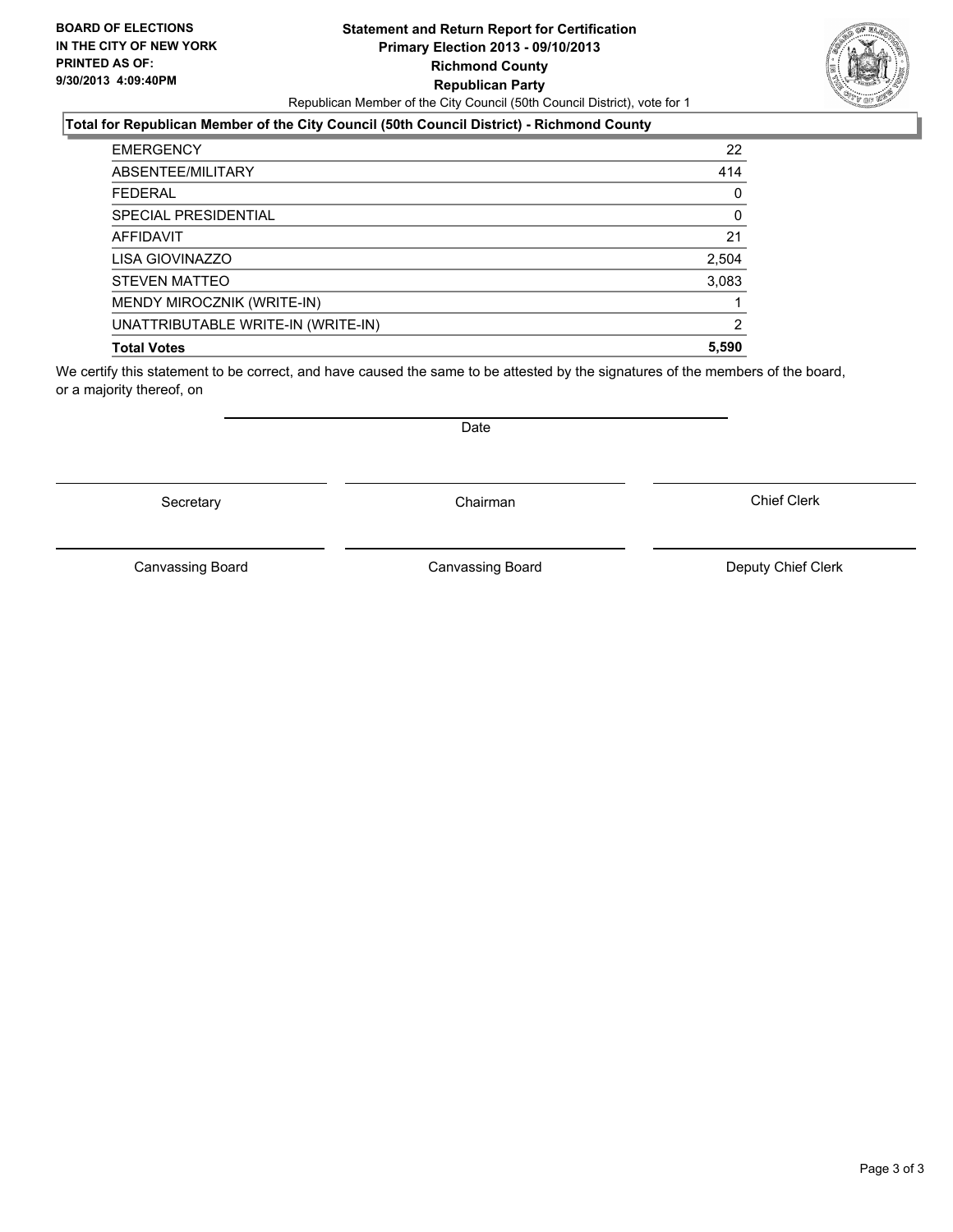**BOARD OF ELECTIONS IN THE CITY OF NEW YORK PRINTED AS OF: 9/30/2013 4:09:40PM**

**Statement and Return Report for Certification**
**Primary Election 2013 - 09/10/2013**
**Richmond County**
**Republican Party**
Republican Member of the City Council (50th Council District), vote for 1

**Total for Republican Member of the City Council (50th Council District) - Richmond County**

| | |
|---|---|
| EMERGENCY | 22 |
| ABSENTEE/MILITARY | 414 |
| FEDERAL | 0 |
| SPECIAL PRESIDENTIAL | 0 |
| AFFIDAVIT | 21 |
| LISA GIOVINAZZO | 2,504 |
| STEVEN MATTEO | 3,083 |
| MENDY MIROCZNIK (WRITE-IN) | 1 |
| UNATTRIBUTABLE WRITE-IN (WRITE-IN) | 2 |
| **Total Votes** | **5,590** |

We certify this statement to be correct, and have caused the same to be attested by the signatures of the members of the board, or a majority thereof, on

Date

Secretary

Chairman

Chief Clerk

Canvassing Board

Canvassing Board

Deputy Chief Clerk